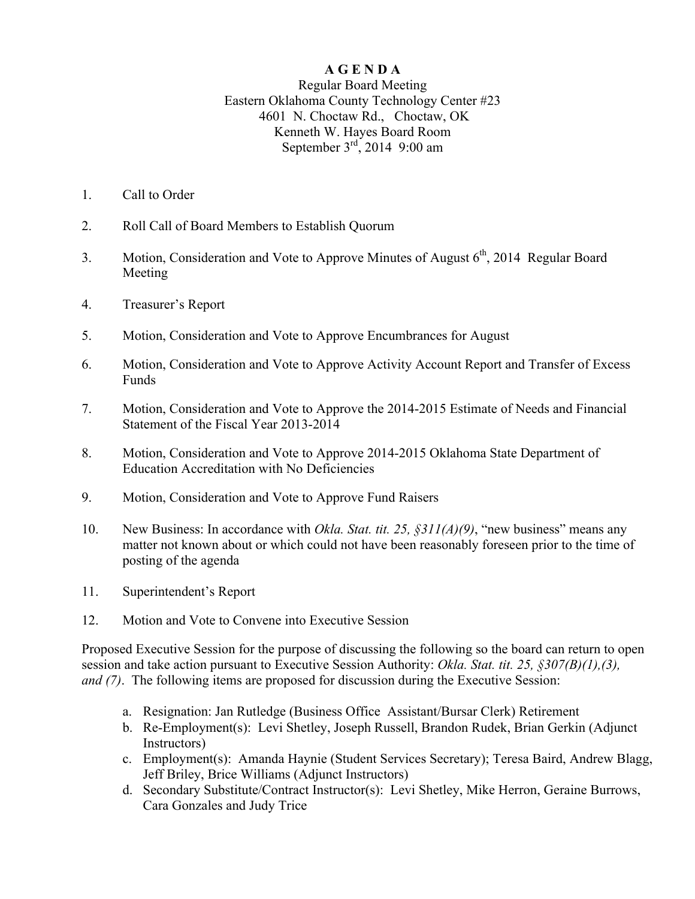# A G E N D A

Regular Board Meeting
Eastern Oklahoma County Technology Center #23
4601 N. Choctaw Rd., Choctaw, OK
Kenneth W. Hayes Board Room
September 3rd, 2014 9:00 am

1. Call to Order
2. Roll Call of Board Members to Establish Quorum
3. Motion, Consideration and Vote to Approve Minutes of August 6th, 2014 Regular Board Meeting
4. Treasurer's Report
5. Motion, Consideration and Vote to Approve Encumbrances for August
6. Motion, Consideration and Vote to Approve Activity Account Report and Transfer of Excess Funds
7. Motion, Consideration and Vote to Approve the 2014-2015 Estimate of Needs and Financial Statement of the Fiscal Year 2013-2014
8. Motion, Consideration and Vote to Approve 2014-2015 Oklahoma State Department of Education Accreditation with No Deficiencies
9. Motion, Consideration and Vote to Approve Fund Raisers
10. New Business: In accordance with *Okla. Stat. tit. 25, §311(A)(9)*, "new business" means any matter not known about or which could not have been reasonably foreseen prior to the time of posting of the agenda
11. Superintendent's Report
12. Motion and Vote to Convene into Executive Session

Proposed Executive Session for the purpose of discussing the following so the board can return to open session and take action pursuant to Executive Session Authority: *Okla. Stat. tit. 25, §307(B)(1),(3), and (7)*. The following items are proposed for discussion during the Executive Session:

a. Resignation: Jan Rutledge (Business Office Assistant/Bursar Clerk) Retirement
b. Re-Employment(s): Levi Shetley, Joseph Russell, Brandon Rudek, Brian Gerkin (Adjunct Instructors)
c. Employment(s): Amanda Haynie (Student Services Secretary); Teresa Baird, Andrew Blagg, Jeff Briley, Brice Williams (Adjunct Instructors)
d. Secondary Substitute/Contract Instructor(s): Levi Shetley, Mike Herron, Geraine Burrows, Cara Gonzales and Judy Trice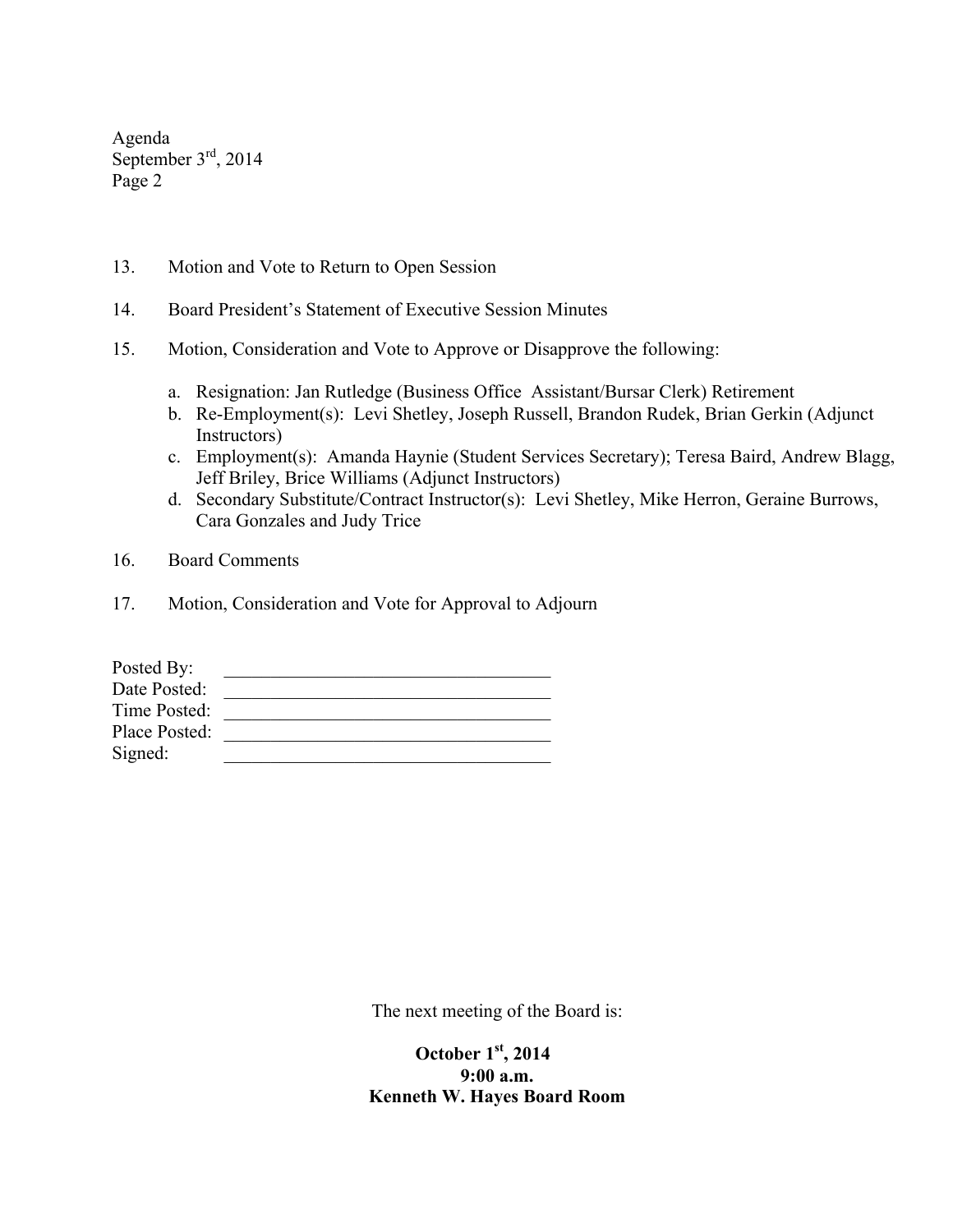13. Motion and Vote to Return to Open Session

14. Board President's Statement of Executive Session Minutes

15. Motion, Consideration and Vote to Approve or Disapprove the following:

    a. Resignation: Jan Rutledge (Business Office Assistant/Bursar Clerk) Retirement
    b. Re-Employment(s): Levi Shetley, Joseph Russell, Brandon Rudek, Brian Gerkin (Adjunct Instructors)
    c. Employment(s): Amanda Haynie (Student Services Secretary); Teresa Baird, Andrew Blagg, Jeff Briley, Brice Williams (Adjunct Instructors)
    d. Secondary Substitute/Contract Instructor(s): Levi Shetley, Mike Herron, Geraine Burrows, Cara Gonzales and Judy Trice

16. Board Comments

17. Motion, Consideration and Vote for Approval to Adjourn

Posted By: ___________________________________

Date Posted: ___________________________________

Time Posted: ___________________________________

Place Posted: ___________________________________

Signed: ___________________________________

The next meeting of the Board is:

**October 1st, 2014**
**9:00 a.m.**
**Kenneth W. Hayes Board Room**